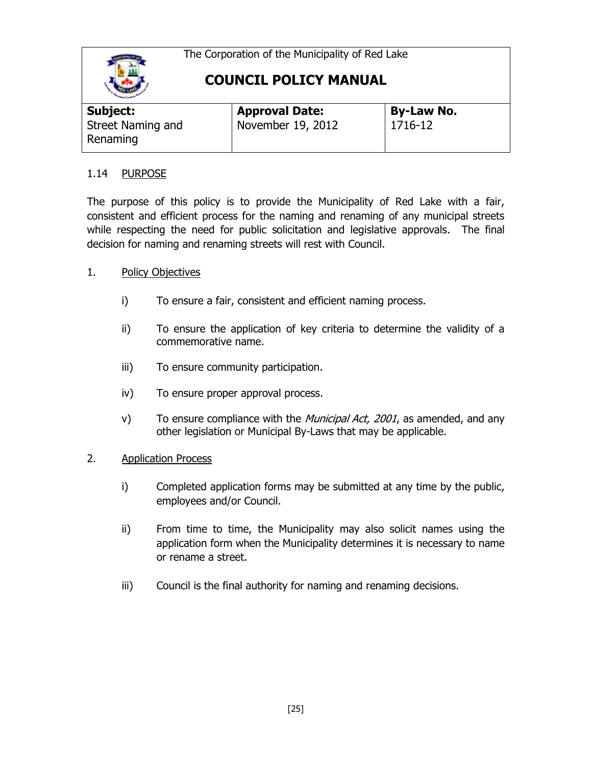The Corporation of the Municipality of Red Lake

# COUNCIL POLICY MANUAL

| **Subject:** Street Naming and Renaming | **Approval Date:** November 19, 2012 | **By-Law No.** 1716-12 |
| --- | --- | --- |

## 1.14 PURPOSE

The purpose of this policy is to provide the Municipality of Red Lake with a fair, consistent and efficient process for the naming and renaming of any municipal streets while respecting the need for public solicitation and legislative approvals. The final decision for naming and renaming streets will rest with Council.

### 1. Policy Objectives

i) To ensure a fair, consistent and efficient naming process.

ii) To ensure the application of key criteria to determine the validity of a commemorative name.

iii) To ensure community participation.

iv) To ensure proper approval process.

v) To ensure compliance with the *Municipal Act, 2001*, as amended, and any other legislation or Municipal By-Laws that may be applicable.

### 2. Application Process

i) Completed application forms may be submitted at any time by the public, employees and/or Council.

ii) From time to time, the Municipality may also solicit names using the application form when the Municipality determines it is necessary to name or rename a street.

iii) Council is the final authority for naming and renaming decisions.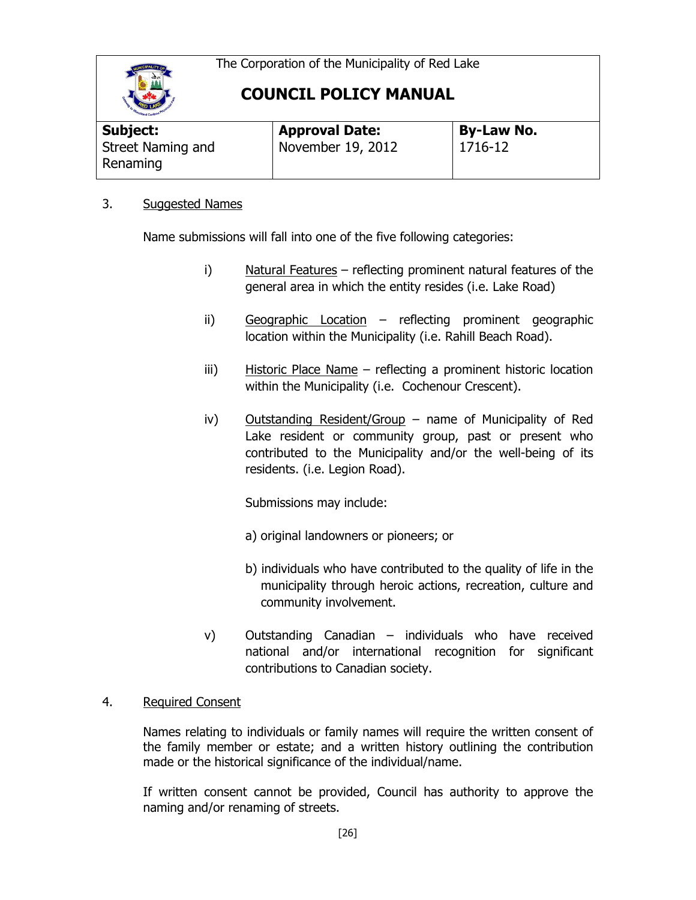The Corporation of the Municipality of Red Lake

# COUNCIL POLICY MANUAL

| **Subject:** Street Naming and Renaming | **Approval Date:** November 19, 2012 | **By-Law No.** 1716-12 |
| --- | --- | --- |

3. Suggested Names

Name submissions will fall into one of the five following categories:

i) Natural Features – reflecting prominent natural features of the general area in which the entity resides (i.e. Lake Road)

ii) Geographic Location – reflecting prominent geographic location within the Municipality (i.e. Rahill Beach Road).

iii) Historic Place Name – reflecting a prominent historic location within the Municipality (i.e. Cochenour Crescent).

iv) Outstanding Resident/Group – name of Municipality of Red Lake resident or community group, past or present who contributed to the Municipality and/or the well-being of its residents. (i.e. Legion Road).

Submissions may include:

a) original landowners or pioneers; or

b) individuals who have contributed to the quality of life in the municipality through heroic actions, recreation, culture and community involvement.

v) Outstanding Canadian – individuals who have received national and/or international recognition for significant contributions to Canadian society.

4. Required Consent

Names relating to individuals or family names will require the written consent of the family member or estate; and a written history outlining the contribution made or the historical significance of the individual/name.

If written consent cannot be provided, Council has authority to approve the naming and/or renaming of streets.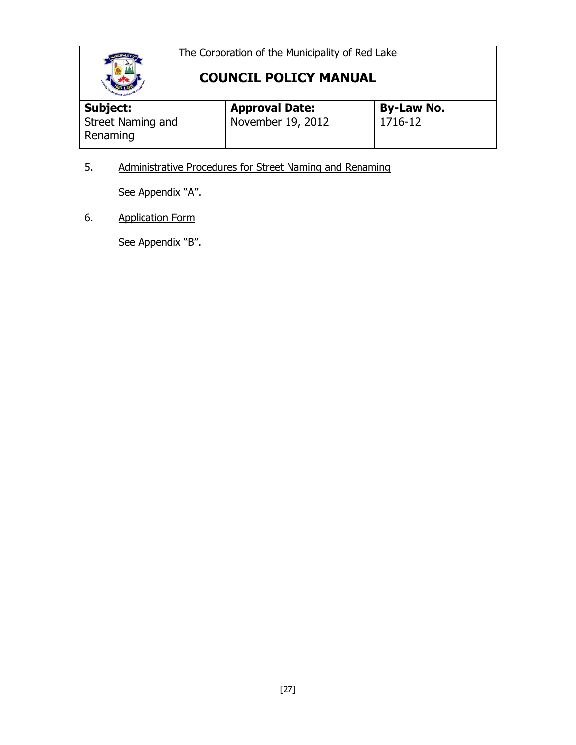5. <u>Administrative Procedures for Street Naming and Renaming</u>

   See Appendix "A".

6. <u>Application Form</u>

   See Appendix "B".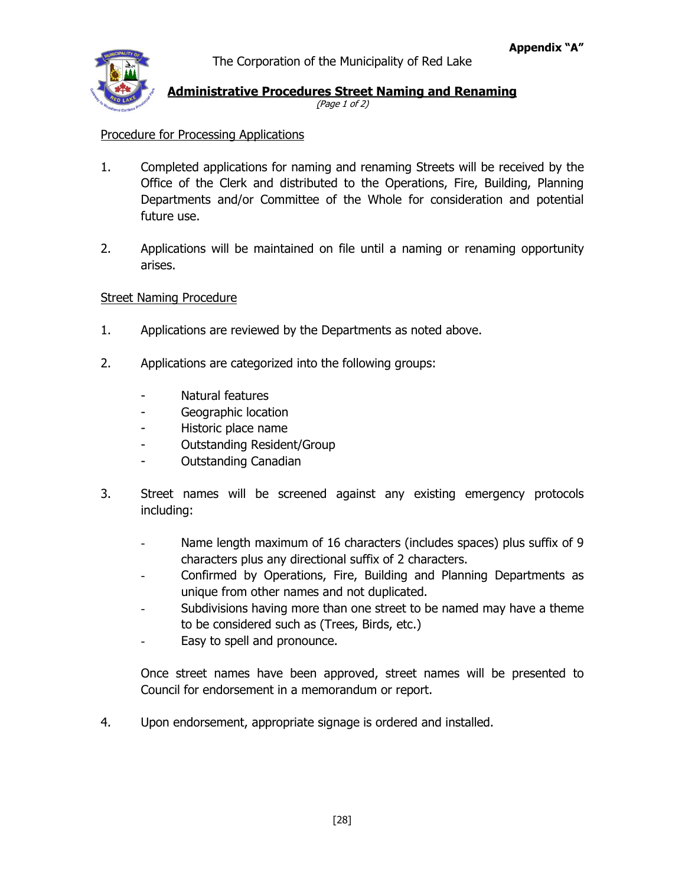**Appendix "A"**

The Corporation of the Municipality of Red Lake

# Administrative Procedures Street Naming and Renaming

*(Page 1 of 2)*

## Procedure for Processing Applications

1. Completed applications for naming and renaming Streets will be received by the Office of the Clerk and distributed to the Operations, Fire, Building, Planning Departments and/or Committee of the Whole for consideration and potential future use.

2. Applications will be maintained on file until a naming or renaming opportunity arises.

## Street Naming Procedure

1. Applications are reviewed by the Departments as noted above.

2. Applications are categorized into the following groups:

   - Natural features
   - Geographic location
   - Historic place name
   - Outstanding Resident/Group
   - Outstanding Canadian

3. Street names will be screened against any existing emergency protocols including:

   - Name length maximum of 16 characters (includes spaces) plus suffix of 9 characters plus any directional suffix of 2 characters.
   - Confirmed by Operations, Fire, Building and Planning Departments as unique from other names and not duplicated.
   - Subdivisions having more than one street to be named may have a theme to be considered such as (Trees, Birds, etc.)
   - Easy to spell and pronounce.

   Once street names have been approved, street names will be presented to Council for endorsement in a memorandum or report.

4. Upon endorsement, appropriate signage is ordered and installed.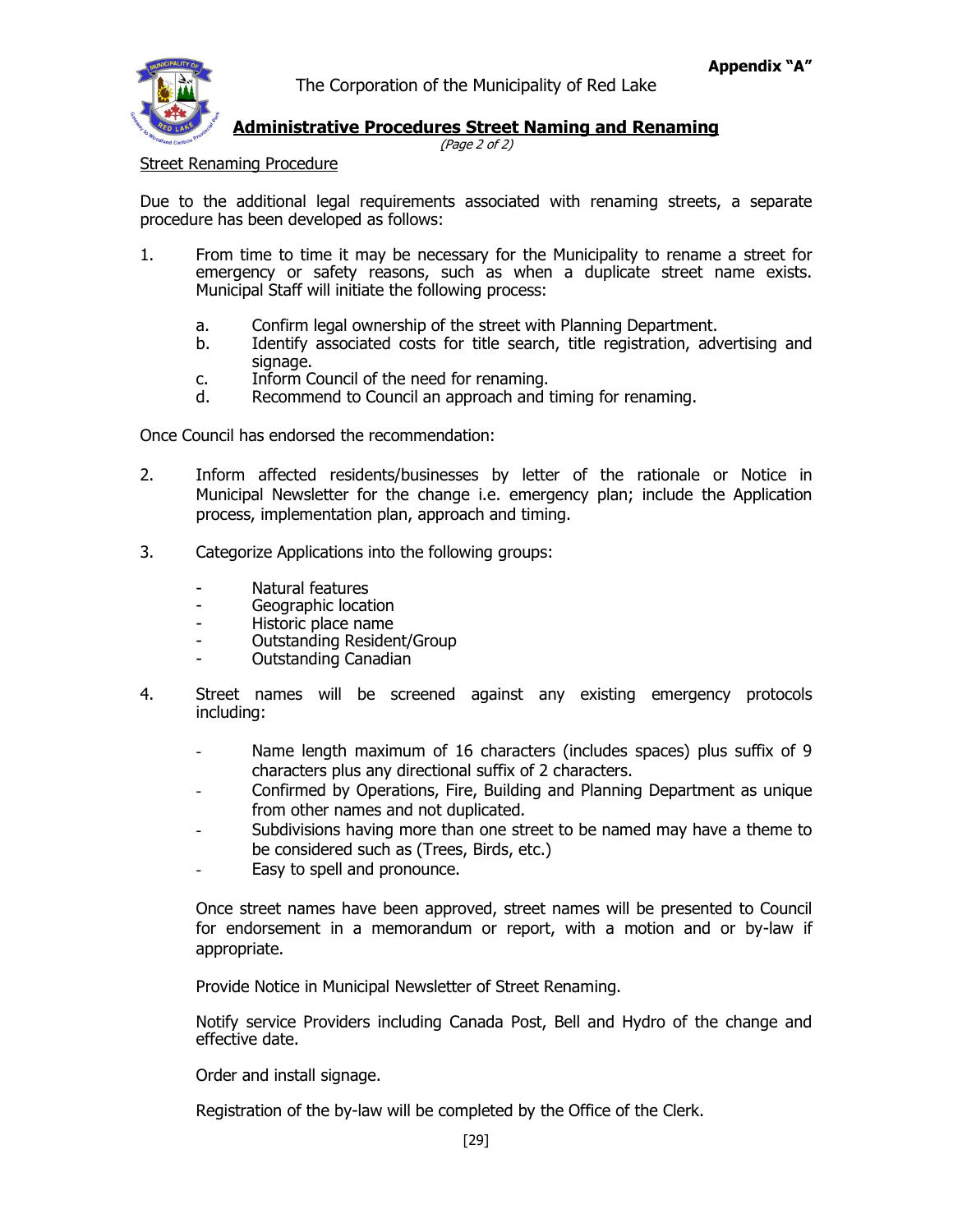**Appendix "A"**

The Corporation of the Municipality of Red Lake

## Administrative Procedures Street Naming and Renaming

*(Page 2 of 2)*

Street Renaming Procedure

Due to the additional legal requirements associated with renaming streets, a separate procedure has been developed as follows:

1. From time to time it may be necessary for the Municipality to rename a street for emergency or safety reasons, such as when a duplicate street name exists. Municipal Staff will initiate the following process:

   a. Confirm legal ownership of the street with Planning Department.
   b. Identify associated costs for title search, title registration, advertising and signage.
   c. Inform Council of the need for renaming.
   d. Recommend to Council an approach and timing for renaming.

Once Council has endorsed the recommendation:

2. Inform affected residents/businesses by letter of the rationale or Notice in Municipal Newsletter for the change i.e. emergency plan; include the Application process, implementation plan, approach and timing.

3. Categorize Applications into the following groups:

   - Natural features
   - Geographic location
   - Historic place name
   - Outstanding Resident/Group
   - Outstanding Canadian

4. Street names will be screened against any existing emergency protocols including:

   - Name length maximum of 16 characters (includes spaces) plus suffix of 9 characters plus any directional suffix of 2 characters.
   - Confirmed by Operations, Fire, Building and Planning Department as unique from other names and not duplicated.
   - Subdivisions having more than one street to be named may have a theme to be considered such as (Trees, Birds, etc.)
   - Easy to spell and pronounce.

   Once street names have been approved, street names will be presented to Council for endorsement in a memorandum or report, with a motion and or by-law if appropriate.

   Provide Notice in Municipal Newsletter of Street Renaming.

   Notify service Providers including Canada Post, Bell and Hydro of the change and effective date.

   Order and install signage.

   Registration of the by-law will be completed by the Office of the Clerk.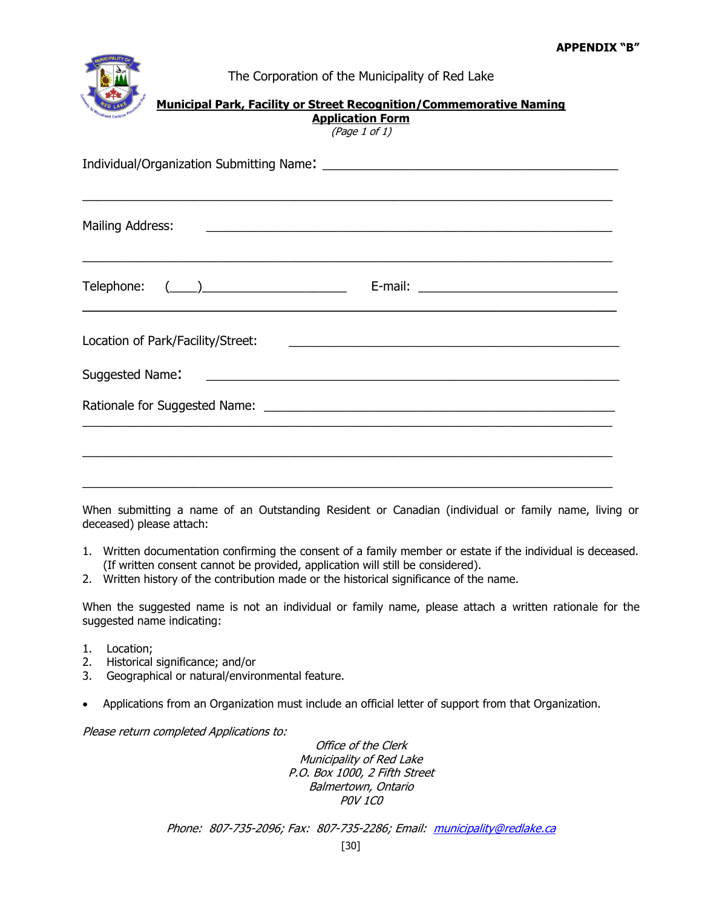**APPENDIX "B"**

The Corporation of the Municipality of Red Lake

## Municipal Park, Facility or Street Recognition/Commemorative Naming Application Form

*(Page 1 of 1)*

Individual/Organization Submitting Name: ___________________________________________

_____________________________________________________________________________

Mailing Address: _____________________________________________________________

_____________________________________________________________________________

Telephone: (____)_____________________ E-mail: _____________________________

_____________________________________________________________________________

Location of Park/Facility/Street: _______________________________________________

Suggested Name: _____________________________________________________________

Rationale for Suggested Name: __________________________________________________

_____________________________________________________________________________

_____________________________________________________________________________

_____________________________________________________________________________

When submitting a name of an Outstanding Resident or Canadian (individual or family name, living or deceased) please attach:

1. Written documentation confirming the consent of a family member or estate if the individual is deceased. (If written consent cannot be provided, application will still be considered).
2. Written history of the contribution made or the historical significance of the name.

When the suggested name is not an individual or family name, please attach a written rationale for the suggested name indicating:

1. Location;
2. Historical significance; and/or
3. Geographical or natural/environmental feature.

- Applications from an Organization must include an official letter of support from that Organization.

*Please return completed Applications to:*

*Office of the Clerk*
*Municipality of Red Lake*
*P.O. Box 1000, 2 Fifth Street*
*Balmertown, Ontario*
*P0V 1C0*

*Phone: 807-735-2096; Fax: 807-735-2286; Email: municipality@redlake.ca*